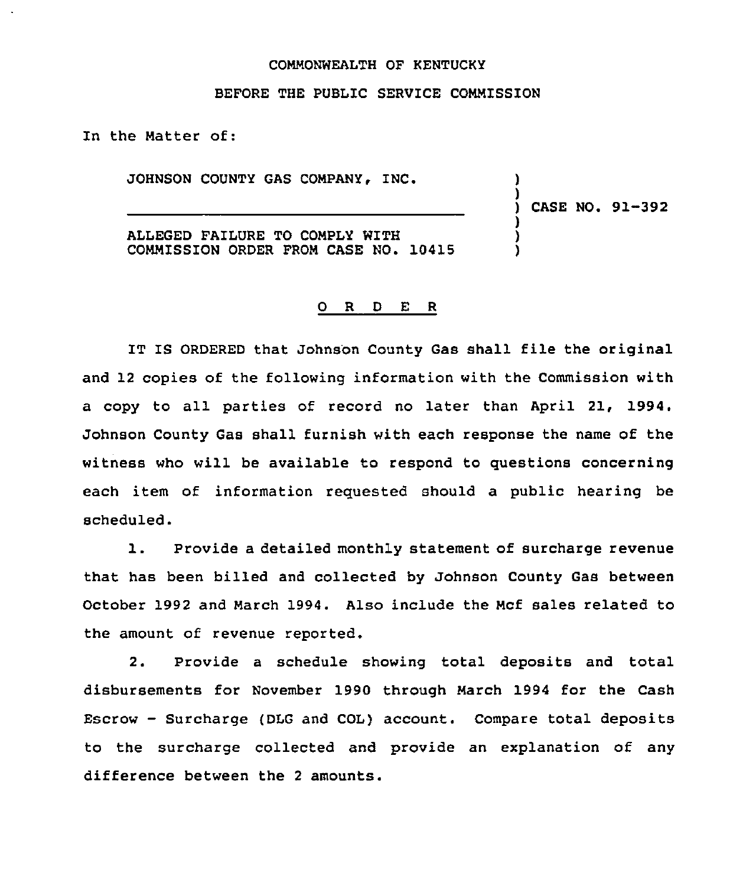COMMONWEALTH OF KENTUCKY

BEFORE THE PUBLIC SERVICE COMMISSION

In the Matter of:

JOHNSON COUNTY GAS COMPANY, INC.

ALLEGED FAILURE TO COMPLY WITH COMMISSION ORDER FROM CASE NO. 10415

) CASE NO. 91-392

O R D E R

IT IS ORDERED that Johnson County Gas shall file the original and 12 copies of the following information with the Commission with a copy to all parties of record no later than April 21, 1994. Johnson County Gas shall furnish with each response the name of the witness who will be available to respond to questions concerning each item of information requested should a public hearing be scheduled.

1. Provide a detailed monthly statement of surcharge revenue that has been billed and collected by Johnson County Gas between October 1992 and March 1994. Also include the Mcf sales related to the amount of revenue reported.

2. Provide a schedule showing total deposits and total disbursements for November 1990 through March 1994 for the Cash Escrow - Surcharge (DLG and COL) account. Compare total deposits to the surcharge collected and provide an explanation of any difference between the 2 amounts.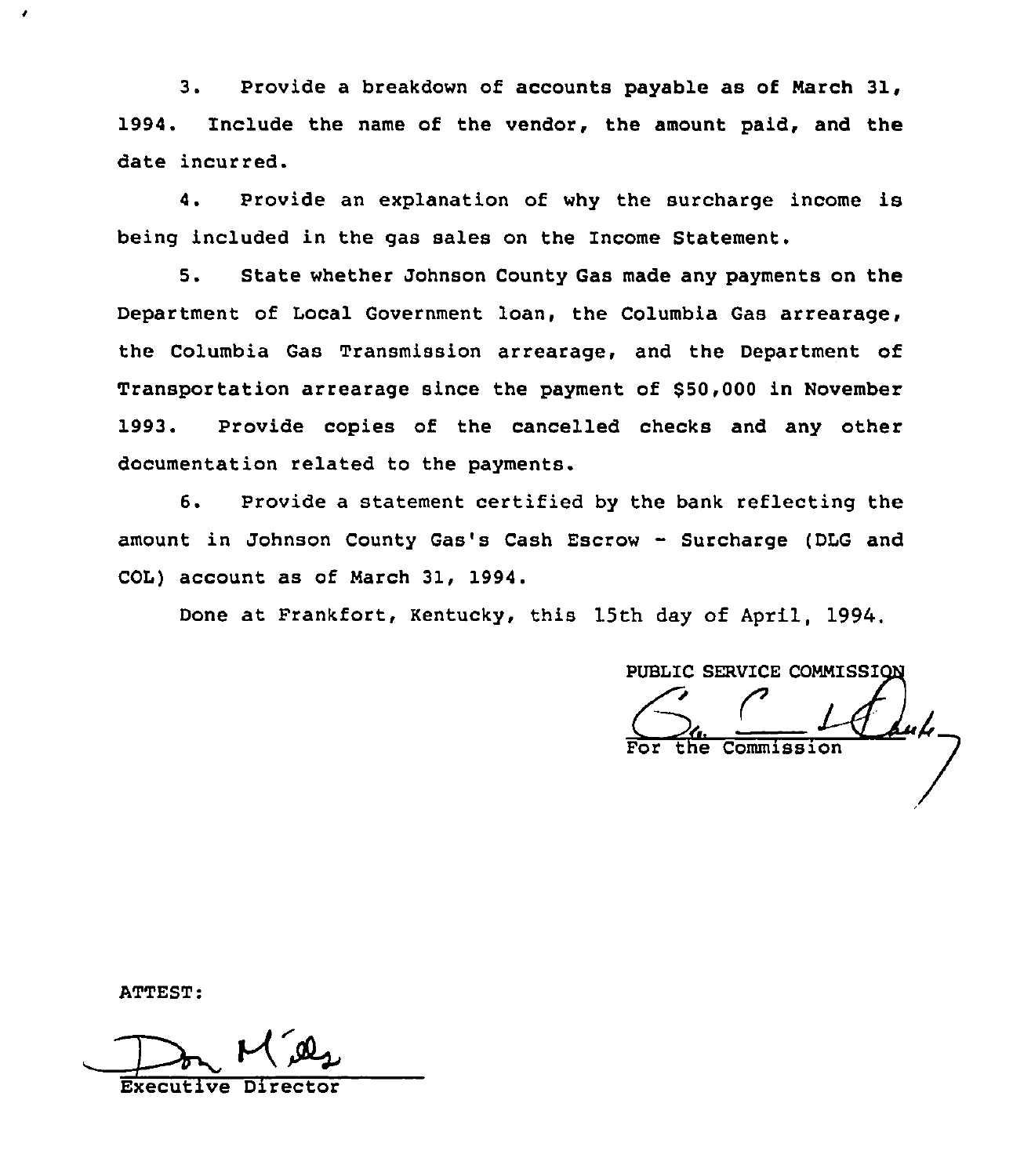3. Provide a breakdown of accounts payable as of March 31, 1994. Include the name of the vendor, the amount paid, and the date incurred.

4. Provide an explanation of why the surcharge income is being included in the gas sales on the Income Statement.

5. State whether Johnson County Gas made any payments on the Department of Local Government loan, the Columbia Gas arrearage, the Columbia Gas Transmission arrearage, and the Department of Transportation arrearage since the payment of $50,000 in November 1993. Provide copies of the cancelled checks and any other documentation related to the payments.

6. Provide a statement certified by the bank reflecting the amount in Johnson County Gas's Cash Escrow - Surcharge (DLG and COL) account as of March 31, 1994.

Done at Frankfort, Kentucky, this 15th day of April, 1994.

PUBLIC SERVICE COMMISSION

For the Commission

ATTEST:

Executive Director